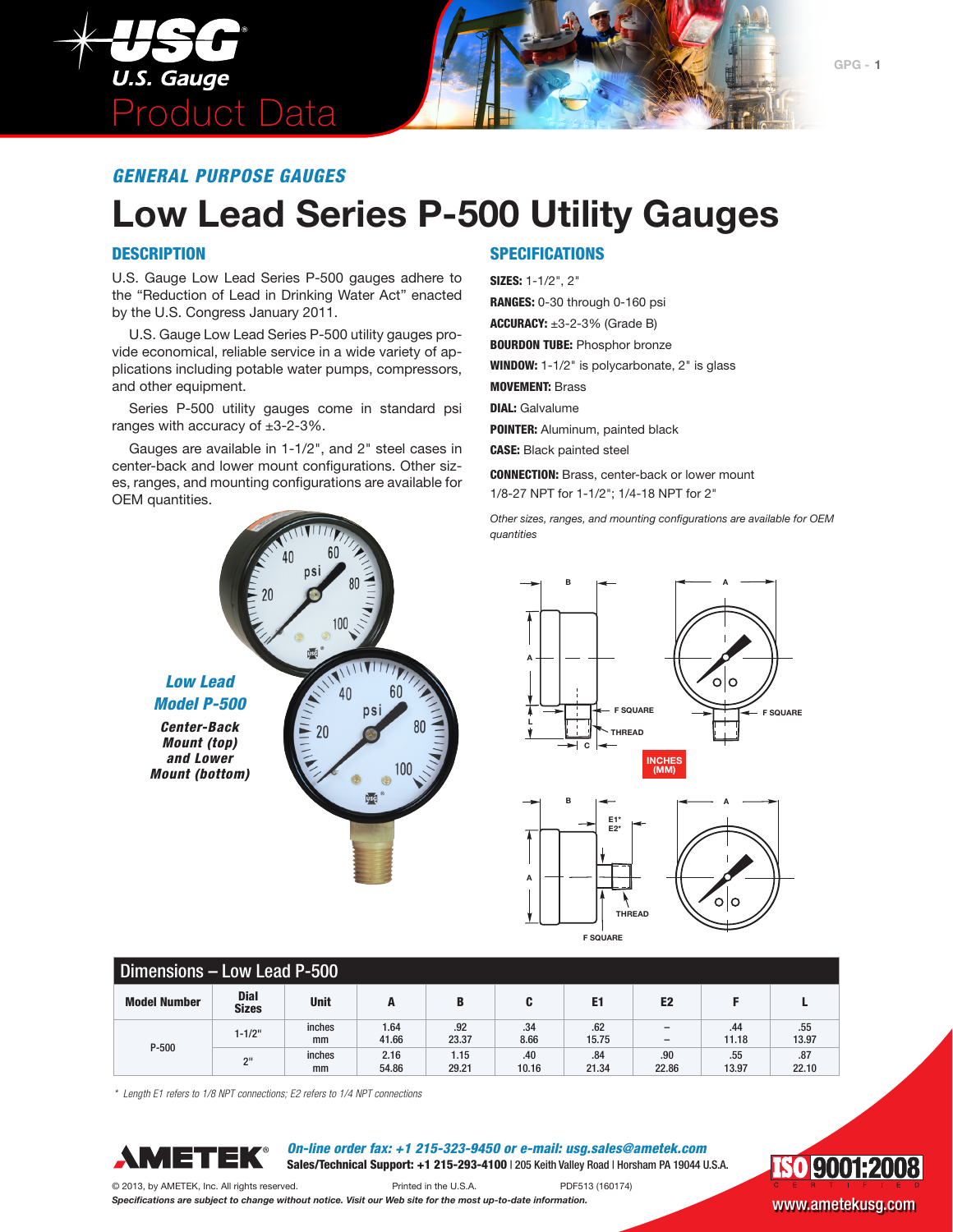## GENERAL PURPOSE GAUGES

# Low Lead Series P-500 Utility Gauges

## DESCRIPTION

U.S. Gauge Low Lead Series P-500 gauges adhere to the "Reduction of Lead in Drinking Water Act" enacted by the U.S. Congress January 2011.

U.S. Gauge Low Lead Series P-500 utility gauges provide economical, reliable service in a wide variety of applications including potable water pumps, compressors, and other equipment.

Series P-500 utility gauges come in standard psi ranges with accuracy of ±3-2-3%.

Gauges are available in 1-1/2", and 2" steel cases in center-back and lower mount configurations. Other sizes, ranges, and mounting configurations are available for OEM quantities.

***Low Lead Model P-500***

***Center-Back Mount (top) and Lower Mount (bottom)***

## SPECIFICATIONS

**SIZES:** 1-1/2", 2"

**RANGES:** 0-30 through 0-160 psi

**ACCURACY:** ±3-2-3% (Grade B)

**BOURDON TUBE:** Phosphor bronze

**WINDOW:** 1-1/2" is polycarbonate, 2" is glass

**MOVEMENT:** Brass

**DIAL:** Galvalume

**POINTER:** Aluminum, painted black

**CASE:** Black painted steel

**CONNECTION:** Brass, center-back or lower mount 1/8-27 NPT for 1-1/2"; 1/4-18 NPT for 2"

*Other sizes, ranges, and mounting configurations are available for OEM quantities*

INCHES (MM)

## Dimensions – Low Lead P-500

| Model Number | Dial Sizes | Unit | A | B | C | E1 | E2 | F | L |
|---|---|---|---|---|---|---|---|---|---|
| P-500 | 1-1/2" | inches | 1.64 | .92 | .34 | .62 | – | .44 | .55 |
| | | mm | 41.66 | 23.37 | 8.66 | 15.75 | – | 11.18 | 13.97 |
| | 2" | inches | 2.16 | 1.15 | .40 | .84 | .90 | .55 | .87 |
| | | mm | 54.86 | 29.21 | 10.16 | 21.34 | 22.86 | 13.97 | 22.10 |

*\* Length E1 refers to 1/8 NPT connections; E2 refers to 1/4 NPT connections*

***On-line order fax: +1 215-323-9450 or e-mail: usg.sales@ametek.com***

**Sales/Technical Support: +1 215-293-4100** | 205 Keith Valley Road | Horsham PA 19044 U.S.A.

© 2013, by AMETEK, Inc. All rights reserved. Printed in the U.S.A. PDF513 (160174)

***Specifications are subject to change without notice. Visit our Web site for the most up-to-date information.***

ISO 9001:2008 CERTIFIED

www.ametekusg.com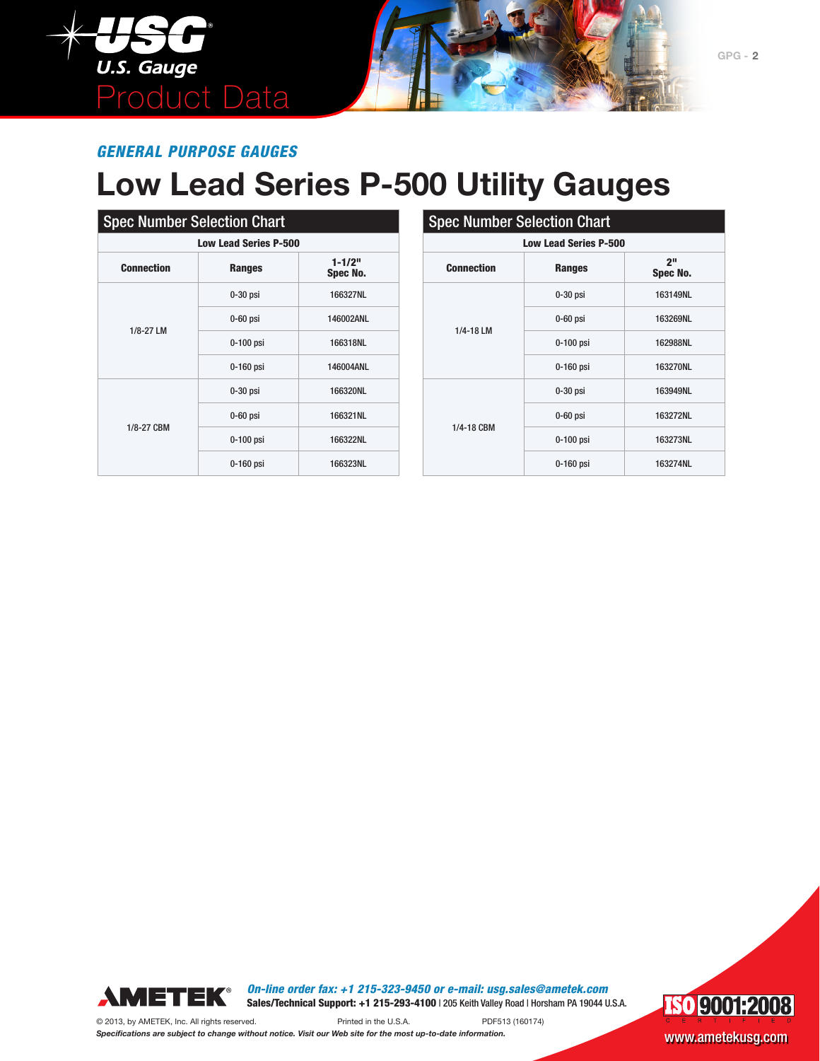## GENERAL PURPOSE GAUGES

# Low Lead Series P-500 Utility Gauges

### Spec Number Selection Chart

**Low Lead Series P-500**

| Connection | Ranges | 1-1/2" Spec No. |
|---|---|---|
| 1/8-27 LM | 0-30 psi | 166327NL |
| | 0-60 psi | 146002ANL |
| | 0-100 psi | 166318NL |
| | 0-160 psi | 146004ANL |
| 1/8-27 CBM | 0-30 psi | 166320NL |
| | 0-60 psi | 166321NL |
| | 0-100 psi | 166322NL |
| | 0-160 psi | 166323NL |

### Spec Number Selection Chart

**Low Lead Series P-500**

| Connection | Ranges | 2" Spec No. |
|---|---|---|
| 1/4-18 LM | 0-30 psi | 163149NL |
| | 0-60 psi | 163269NL |
| | 0-100 psi | 162988NL |
| | 0-160 psi | 163270NL |
| 1/4-18 CBM | 0-30 psi | 163949NL |
| | 0-60 psi | 163272NL |
| | 0-100 psi | 163273NL |
| | 0-160 psi | 163274NL |

AMETEK®

*On-line order fax: +1 215-323-9450 or e-mail: usg.sales@ametek.com*

**Sales/Technical Support: +1 215-293-4100** | 205 Keith Valley Road | Horsham PA 19044 U.S.A.

© 2013, by AMETEK, Inc. All rights reserved. Printed in the U.S.A. PDF513 (160174)

*Specifications are subject to change without notice. Visit our Web site for the most up-to-date information.*

ISO 9001:2008 CERTIFIED

www.ametekusg.com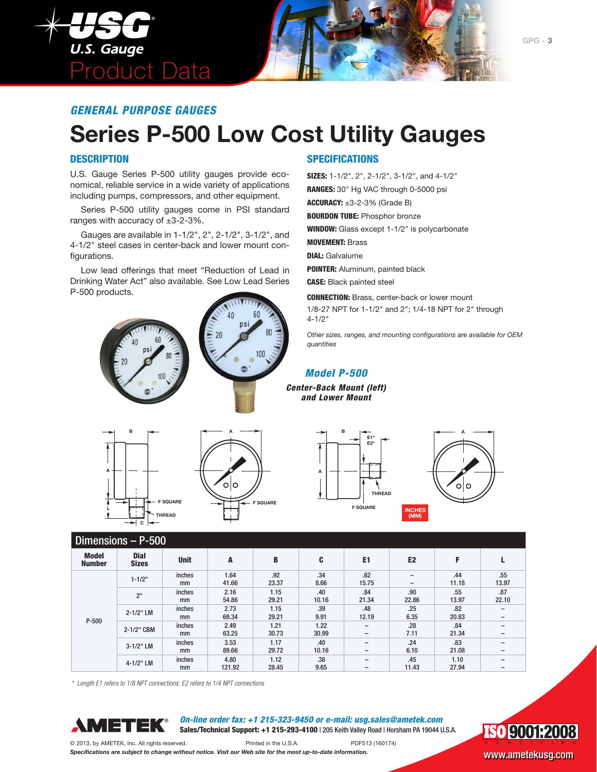## GENERAL PURPOSE GAUGES

# Series P-500 Low Cost Utility Gauges

### DESCRIPTION

U.S. Gauge Series P-500 utility gauges provide economical, reliable service in a wide variety of applications including pumps, compressors, and other equipment.

Series P-500 utility gauges come in PSI standard ranges with accuracy of ±3-2-3%.

Gauges are available in 1-1/2", 2", 2-1/2", 3-1/2", and 4-1/2" steel cases in center-back and lower mount configurations.

Low lead offerings that meet "Reduction of Lead in Drinking Water Act" also available. See Low Lead Series P-500 products.

### SPECIFICATIONS

**SIZES:** 1-1/2", 2", 2-1/2", 3-1/2", and 4-1/2"

**RANGES:** 30" Hg VAC through 0-5000 psi

**ACCURACY:** ±3-2-3% (Grade B)

**BOURDON TUBE:** Phosphor bronze

**WINDOW:** Glass except 1-1/2" is polycarbonate

**MOVEMENT:** Brass

**DIAL:** Galvalume

**POINTER:** Aluminum, painted black

**CASE:** Black painted steel

**CONNECTION:** Brass, center-back or lower mount
1/8-27 NPT for 1-1/2" and 2"; 1/4-18 NPT for 2" through 4-1/2"

*Other sizes, ranges, and mounting configurations are available for OEM quantities*

***Model P-500***

***Center-Back Mount (left) and Lower Mount***

INCHES (MM)

## Dimensions – P-500

| Model Number | Dial Sizes | Unit | A | B | C | E1 | E2 | F | L |
|---|---|---|---|---|---|---|---|---|---|
| P-500 | 1-1/2" | inches | 1.64 | .92 | .34 | .62 | – | .44 | .55 |
| | | mm | 41.66 | 23.37 | 8.66 | 15.75 | – | 11.18 | 13.97 |
| | 2" | inches | 2.16 | 1.15 | .40 | .84 | .90 | .55 | .87 |
| | | mm | 54.86 | 29.21 | 10.16 | 21.34 | 22.86 | 13.97 | 22.10 |
| | 2-1/2" LM | inches | 2.73 | 1.15 | .39 | .48 | .25 | .82 | – |
| | | mm | 69.34 | 29.21 | 9.91 | 12.19 | 6.35 | 20.83 | – |
| | 2-1/2" CBM | inches | 2.49 | 1.21 | 1.22 | – | .28 | .84 | – |
| | | mm | 63.25 | 30.73 | 30.99 | – | 7.11 | 21.34 | – |
| | 3-1/2" LM | inches | 3.53 | 1.17 | .40 | – | .24 | .83 | – |
| | | mm | 89.66 | 29.72 | 10.16 | – | 6.10 | 21.08 | – |
| | 4-1/2" LM | inches | 4.80 | 1.12 | .38 | – | .45 | 1.10 | – |
| | | mm | 121.92 | 28.45 | 9.65 | – | 11.43 | 27.94 | – |

*\* Length E1 refers to 1/8 NPT connections; E2 refers to 1/4 NPT connections*

***On-line order fax: +1 215-323-9450 or e-mail: usg.sales@ametek.com***
**Sales/Technical Support: +1 215-293-4100** | 205 Keith Valley Road | Horsham PA 19044 U.S.A.

© 2013, by AMETEK, Inc. All rights reserved. Printed in the U.S.A. PDF513 (160174)

***Specifications are subject to change without notice. Visit our Web site for the most up-to-date information.***

www.ametekusg.com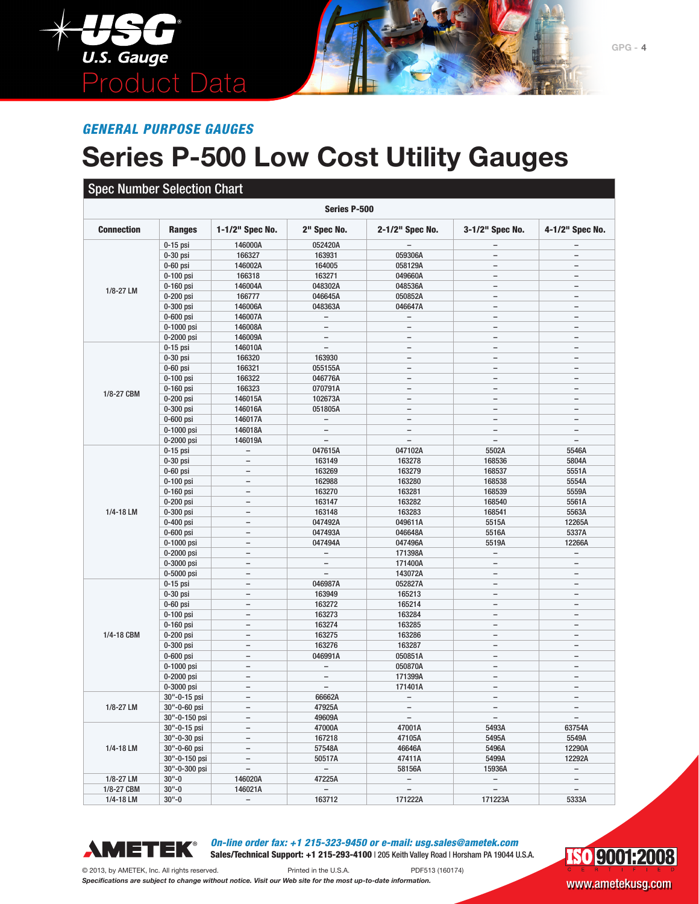## GENERAL PURPOSE GAUGES

# Series P-500 Low Cost Utility Gauges

## Spec Number Selection Chart

| Series P-500 | | | | | | |
|---|---|---|---|---|---|---|
| **Connection** | **Ranges** | **1-1/2" Spec No.** | **2" Spec No.** | **2-1/2" Spec No.** | **3-1/2" Spec No.** | **4-1/2" Spec No.** |
| 1/8-27 LM | 0-15 psi | 146000A | 052420A | – | – | – |
| | 0-30 psi | 166327 | 163931 | 059306A | – | – |
| | 0-60 psi | 146002A | 164005 | 058129A | – | – |
| | 0-100 psi | 166318 | 163271 | 049660A | – | – |
| | 0-160 psi | 146004A | 048302A | 048536A | – | – |
| | 0-200 psi | 166777 | 046645A | 050852A | – | – |
| | 0-300 psi | 146006A | 048363A | 046647A | – | – |
| | 0-600 psi | 146007A | – | – | – | – |
| | 0-1000 psi | 146008A | – | – | – | – |
| | 0-2000 psi | 146009A | – | – | – | – |
| 1/8-27 CBM | 0-15 psi | 146010A | – | – | – | – |
| | 0-30 psi | 166320 | 163930 | – | – | – |
| | 0-60 psi | 166321 | 055155A | – | – | – |
| | 0-100 psi | 166322 | 046776A | – | – | – |
| | 0-160 psi | 166323 | 070791A | – | – | – |
| | 0-200 psi | 146015A | 102673A | – | – | – |
| | 0-300 psi | 146016A | 051805A | – | – | – |
| | 0-600 psi | 146017A | – | – | – | – |
| | 0-1000 psi | 146018A | – | – | – | – |
| | 0-2000 psi | 146019A | – | – | – | – |
| 1/4-18 LM | 0-15 psi | – | 047615A | 047102A | 5502A | 5546A |
| | 0-30 psi | – | 163149 | 163278 | 168536 | 5804A |
| | 0-60 psi | – | 163269 | 163279 | 168537 | 5551A |
| | 0-100 psi | – | 162988 | 163280 | 168538 | 5554A |
| | 0-160 psi | – | 163270 | 163281 | 168539 | 5559A |
| | 0-200 psi | – | 163147 | 163282 | 168540 | 5561A |
| | 0-300 psi | – | 163148 | 163283 | 168541 | 5563A |
| | 0-400 psi | – | 047492A | 049611A | 5515A | 12265A |
| | 0-600 psi | – | 047493A | 046648A | 5516A | 5337A |
| | 0-1000 psi | – | 047494A | 047496A | 5519A | 12266A |
| | 0-2000 psi | – | – | 171398A | – | – |
| | 0-3000 psi | – | – | 171400A | – | – |
| | 0-5000 psi | – | – | 143072A | – | – |
| 1/4-18 CBM | 0-15 psi | – | 046987A | 052827A | – | – |
| | 0-30 psi | – | 163949 | 165213 | – | – |
| | 0-60 psi | – | 163272 | 165214 | – | – |
| | 0-100 psi | – | 163273 | 163284 | – | – |
| | 0-160 psi | – | 163274 | 163285 | – | – |
| | 0-200 psi | – | 163275 | 163286 | – | – |
| | 0-300 psi | – | 163276 | 163287 | – | – |
| | 0-600 psi | – | 046991A | 050851A | – | – |
| | 0-1000 psi | – | – | 050870A | – | – |
| | 0-2000 psi | – | – | 171399A | – | – |
| | 0-3000 psi | – | – | 171401A | – | – |
| 1/8-27 LM | 30"-0-15 psi | – | 66662A | – | – | – |
| | 30"-0-60 psi | – | 47925A | – | – | – |
| | 30"-0-150 psi | – | 49609A | – | – | – |
| 1/4-18 LM | 30"-0-15 psi | – | 47000A | 47001A | 5493A | 63754A |
| | 30"-0-30 psi | – | 167218 | 47105A | 5495A | 5549A |
| | 30"-0-60 psi | – | 57548A | 46646A | 5496A | 12290A |
| | 30"-0-150 psi | – | 50517A | 47411A | 5499A | 12292A |
| | 30"-0-300 psi | – | – | 58156A | 15936A | – |
| 1/8-27 LM | 30"-0 | 146020A | 47225A | – | – | – |
| 1/8-27 CBM | 30"-0 | 146021A | – | – | – | – |
| 1/4-18 LM | 30"-0 | – | 163712 | 171222A | 171223A | 5333A |

***On-line order fax: +1 215-323-9450 or e-mail: usg.sales@ametek.com***
**Sales/Technical Support: +1 215-293-4100** | 205 Keith Valley Road | Horsham PA 19044 U.S.A.

© 2013, by AMETEK, Inc. All rights reserved. Printed in the U.S.A. PDF513 (160174)

***Specifications are subject to change without notice. Visit our Web site for the most up-to-date information.***

ISO 9001:2008 CERTIFIED

www.ametekusg.com